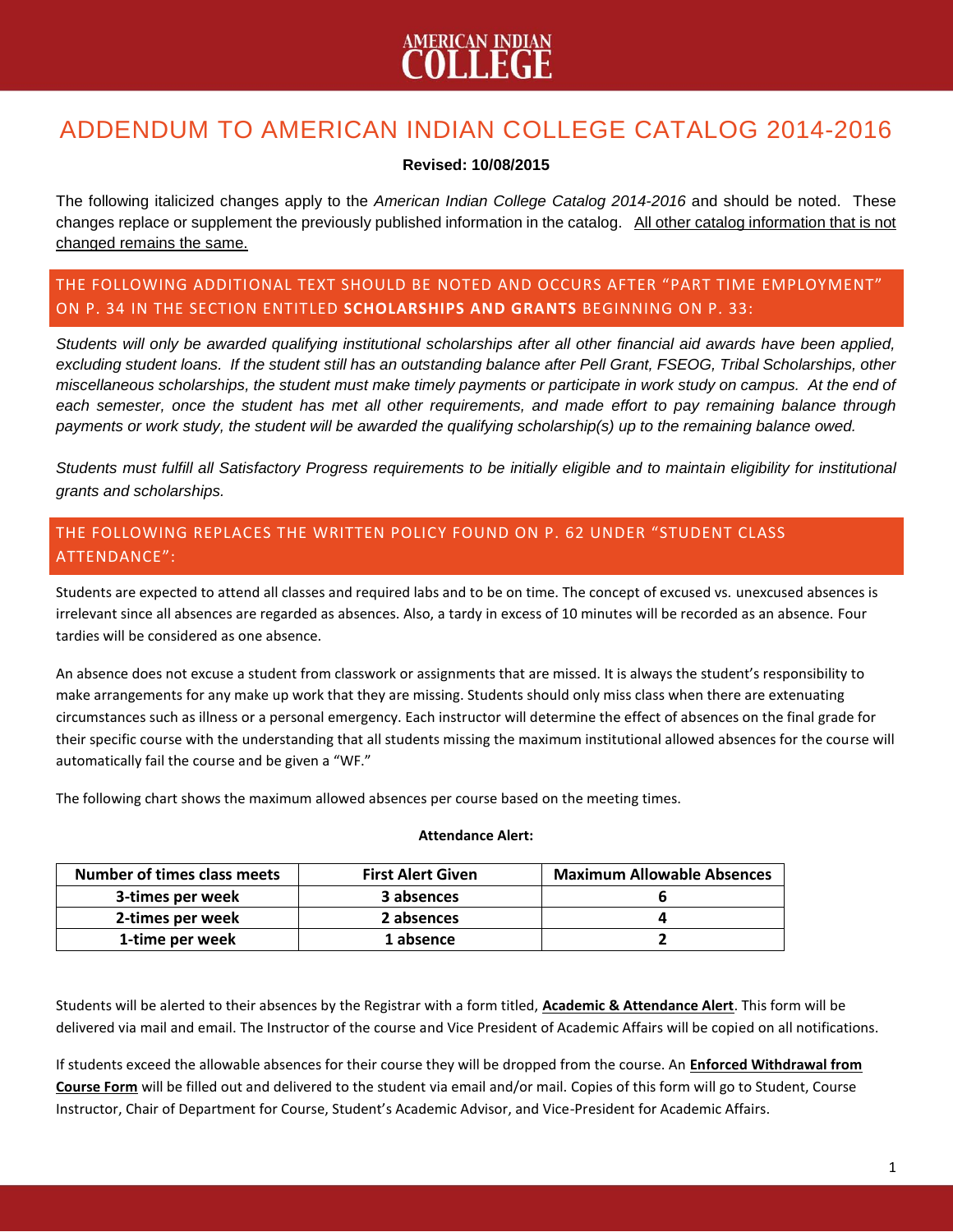AMERICAN INDIAN COLLEGE

# ADDENDUM TO AMERICAN INDIAN COLLEGE CATALOG 2014-2016

**Revised: 10/08/2015**

The following italicized changes apply to the *American Indian College Catalog 2014-2016* and should be noted. These changes replace or supplement the previously published information in the catalog. <u>All other catalog information that is not changed remains the same.</u>

## THE FOLLOWING ADDITIONAL TEXT SHOULD BE NOTED AND OCCURS AFTER "PART TIME EMPLOYMENT" ON P. 34 IN THE SECTION ENTITLED **SCHOLARSHIPS AND GRANTS** BEGINNING ON P. 33:

*Students will only be awarded qualifying institutional scholarships after all other financial aid awards have been applied, excluding student loans. If the student still has an outstanding balance after Pell Grant, FSEOG, Tribal Scholarships, other miscellaneous scholarships, the student must make timely payments or participate in work study on campus. At the end of each semester, once the student has met all other requirements, and made effort to pay remaining balance through payments or work study, the student will be awarded the qualifying scholarship(s) up to the remaining balance owed.*

*Students must fulfill all Satisfactory Progress requirements to be initially eligible and to maintain eligibility for institutional grants and scholarships.*

## THE FOLLOWING REPLACES THE WRITTEN POLICY FOUND ON P. 62 UNDER "STUDENT CLASS ATTENDANCE":

Students are expected to attend all classes and required labs and to be on time. The concept of excused vs. unexcused absences is irrelevant since all absences are regarded as absences. Also, a tardy in excess of 10 minutes will be recorded as an absence. Four tardies will be considered as one absence.

An absence does not excuse a student from classwork or assignments that are missed. It is always the student's responsibility to make arrangements for any make up work that they are missing. Students should only miss class when there are extenuating circumstances such as illness or a personal emergency. Each instructor will determine the effect of absences on the final grade for their specific course with the understanding that all students missing the maximum institutional allowed absences for the course will automatically fail the course and be given a "WF."

The following chart shows the maximum allowed absences per course based on the meeting times.

**Attendance Alert:**

| Number of times class meets | First Alert Given | Maximum Allowable Absences |
|---|---|---|
| 3-times per week | 3 absences | 6 |
| 2-times per week | 2 absences | 4 |
| 1-time per week | 1 absence | 2 |

Students will be alerted to their absences by the Registrar with a form titled, **<u>Academic & Attendance Alert</u>**. This form will be delivered via mail and email. The Instructor of the course and Vice President of Academic Affairs will be copied on all notifications.

If students exceed the allowable absences for their course they will be dropped from the course. An **<u>Enforced Withdrawal from Course Form</u>** will be filled out and delivered to the student via email and/or mail. Copies of this form will go to Student, Course Instructor, Chair of Department for Course, Student's Academic Advisor, and Vice-President for Academic Affairs.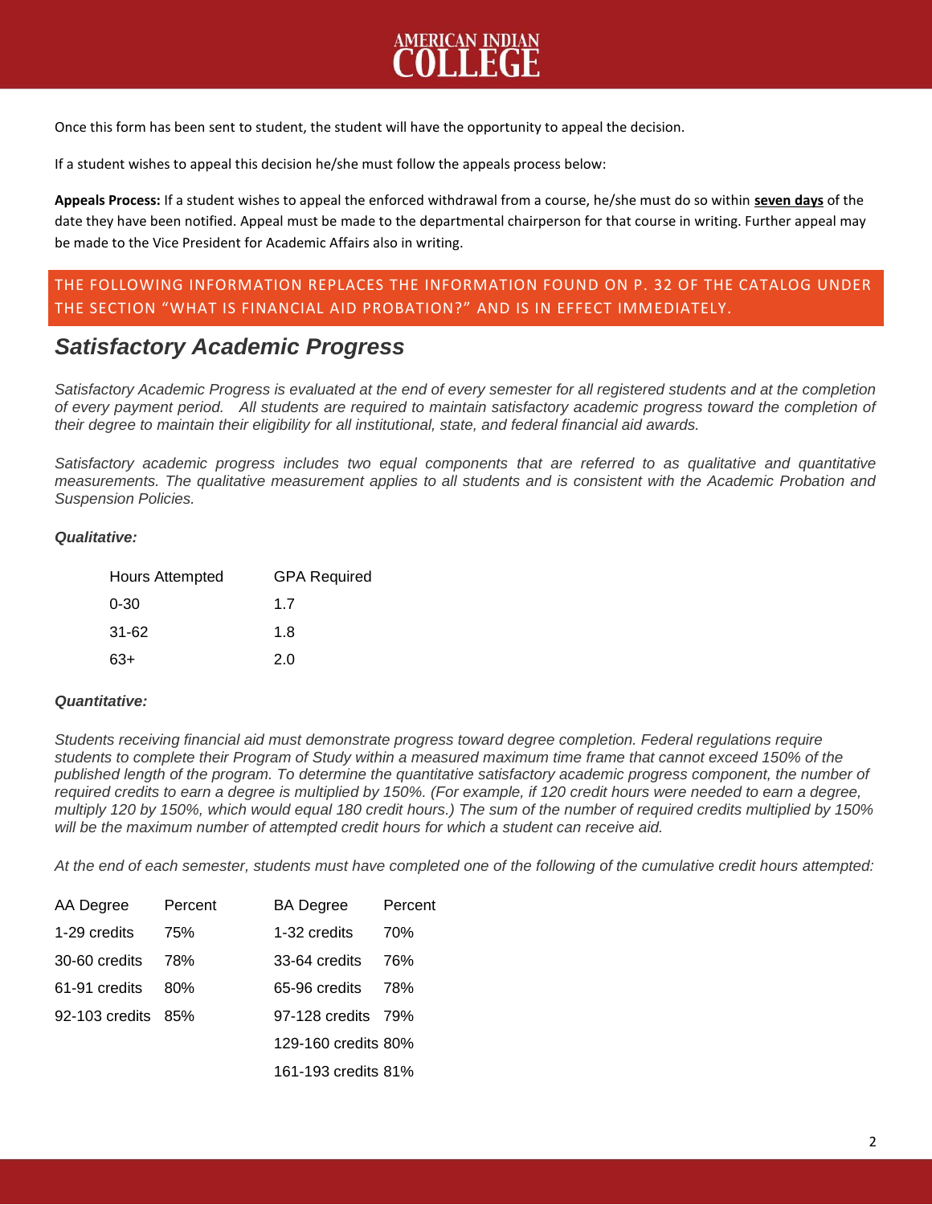Once this form has been sent to student, the student will have the opportunity to appeal the decision.

If a student wishes to appeal this decision he/she must follow the appeals process below:

**Appeals Process:** If a student wishes to appeal the enforced withdrawal from a course, he/she must do so within **seven days** of the date they have been notified. Appeal must be made to the departmental chairperson for that course in writing. Further appeal may be made to the Vice President for Academic Affairs also in writing.

THE FOLLOWING INFORMATION REPLACES THE INFORMATION FOUND ON P. 32 OF THE CATALOG UNDER THE SECTION "WHAT IS FINANCIAL AID PROBATION?" AND IS IN EFFECT IMMEDIATELY.

## *Satisfactory Academic Progress*

*Satisfactory Academic Progress is evaluated at the end of every semester for all registered students and at the completion of every payment period. All students are required to maintain satisfactory academic progress toward the completion of their degree to maintain their eligibility for all institutional, state, and federal financial aid awards.*

*Satisfactory academic progress includes two equal components that are referred to as qualitative and quantitative measurements. The qualitative measurement applies to all students and is consistent with the Academic Probation and Suspension Policies.*

***Qualitative:***

| Hours Attempted | GPA Required |
|---|---|
| 0-30 | 1.7 |
| 31-62 | 1.8 |
| 63+ | 2.0 |

***Quantitative:***

*Students receiving financial aid must demonstrate progress toward degree completion. Federal regulations require students to complete their Program of Study within a measured maximum time frame that cannot exceed 150% of the published length of the program. To determine the quantitative satisfactory academic progress component, the number of required credits to earn a degree is multiplied by 150%. (For example, if 120 credit hours were needed to earn a degree, multiply 120 by 150%, which would equal 180 credit hours.) The sum of the number of required credits multiplied by 150% will be the maximum number of attempted credit hours for which a student can receive aid.*

*At the end of each semester, students must have completed one of the following of the cumulative credit hours attempted:*

| AA Degree | Percent | BA Degree | Percent |
|---|---|---|---|
| 1-29 credits | 75% | 1-32 credits | 70% |
| 30-60 credits | 78% | 33-64 credits | 76% |
| 61-91 credits | 80% | 65-96 credits | 78% |
| 92-103 credits | 85% | 97-128 credits | 79% |
| | | 129-160 credits | 80% |
| | | 161-193 credits | 81% |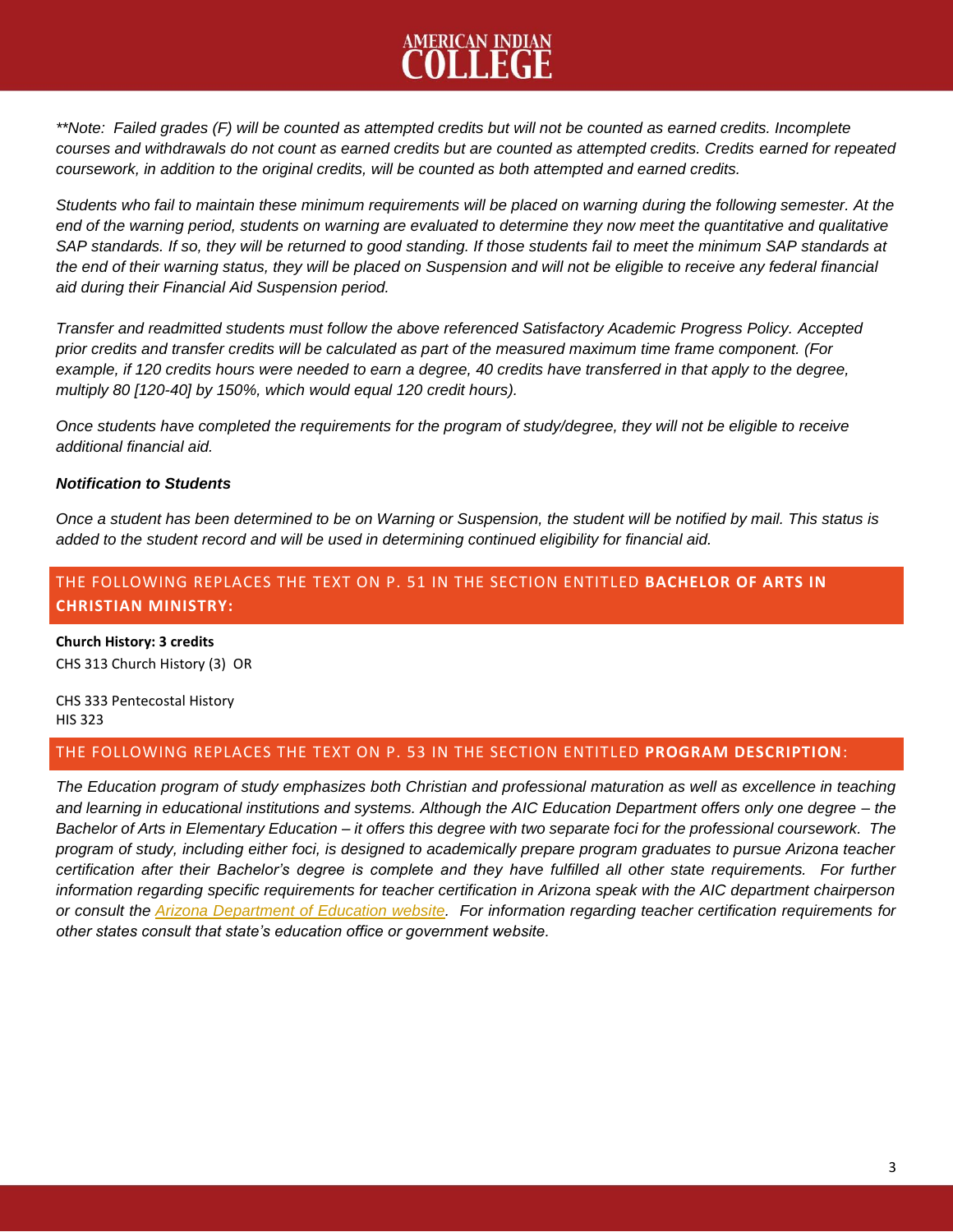*\*\*Note: Failed grades (F) will be counted as attempted credits but will not be counted as earned credits. Incomplete courses and withdrawals do not count as earned credits but are counted as attempted credits. Credits earned for repeated coursework, in addition to the original credits, will be counted as both attempted and earned credits.*

*Students who fail to maintain these minimum requirements will be placed on warning during the following semester. At the end of the warning period, students on warning are evaluated to determine they now meet the quantitative and qualitative SAP standards. If so, they will be returned to good standing. If those students fail to meet the minimum SAP standards at the end of their warning status, they will be placed on Suspension and will not be eligible to receive any federal financial aid during their Financial Aid Suspension period.*

*Transfer and readmitted students must follow the above referenced Satisfactory Academic Progress Policy. Accepted prior credits and transfer credits will be calculated as part of the measured maximum time frame component. (For example, if 120 credits hours were needed to earn a degree, 40 credits have transferred in that apply to the degree, multiply 80 [120-40] by 150%, which would equal 120 credit hours).*

*Once students have completed the requirements for the program of study/degree, they will not be eligible to receive additional financial aid.*

***Notification to Students***

*Once a student has been determined to be on Warning or Suspension, the student will be notified by mail. This status is added to the student record and will be used in determining continued eligibility for financial aid.*

## THE FOLLOWING REPLACES THE TEXT ON P. 51 IN THE SECTION ENTITLED **BACHELOR OF ARTS IN CHRISTIAN MINISTRY:**

**Church History: 3 credits**
CHS 313 Church History (3) OR

CHS 333 Pentecostal History
HIS 323

## THE FOLLOWING REPLACES THE TEXT ON P. 53 IN THE SECTION ENTITLED **PROGRAM DESCRIPTION**:

*The Education program of study emphasizes both Christian and professional maturation as well as excellence in teaching and learning in educational institutions and systems. Although the AIC Education Department offers only one degree – the Bachelor of Arts in Elementary Education – it offers this degree with two separate foci for the professional coursework. The program of study, including either foci, is designed to academically prepare program graduates to pursue Arizona teacher certification after their Bachelor's degree is complete and they have fulfilled all other state requirements. For further information regarding specific requirements for teacher certification in Arizona speak with the AIC department chairperson or consult the Arizona Department of Education website. For information regarding teacher certification requirements for other states consult that state's education office or government website.*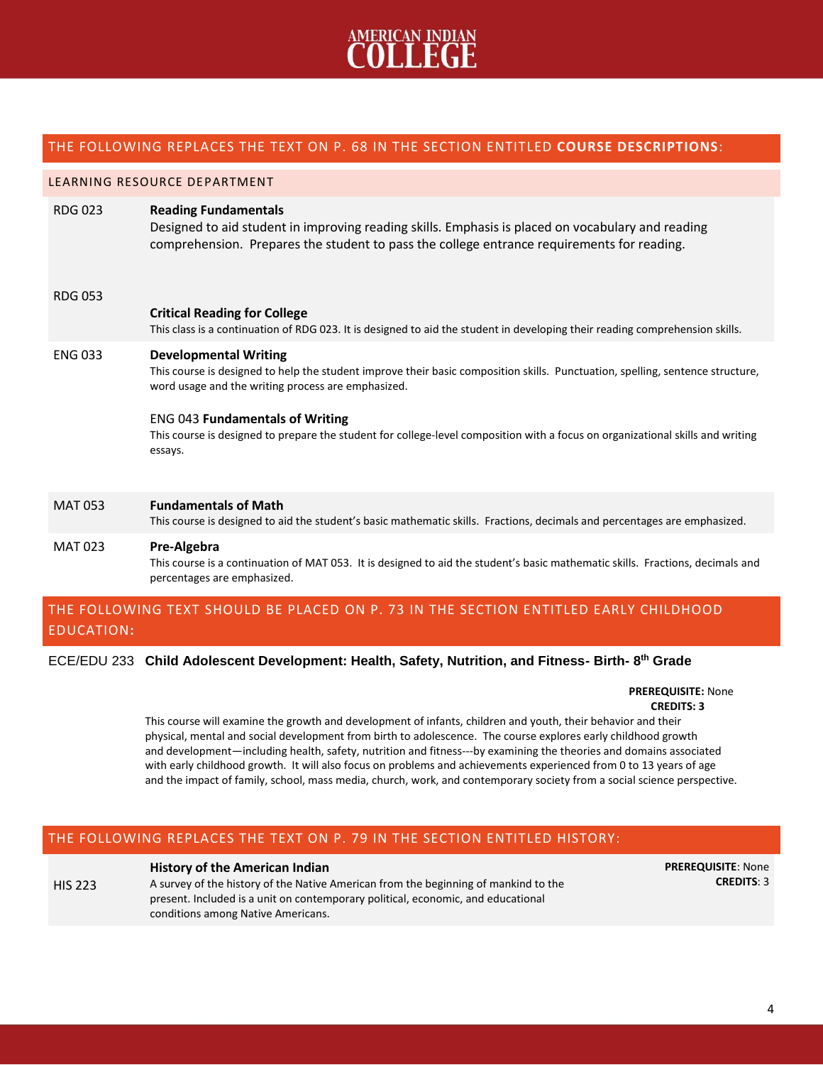## THE FOLLOWING REPLACES THE TEXT ON P. 68 IN THE SECTION ENTITLED **COURSE DESCRIPTIONS**:

### LEARNING RESOURCE DEPARTMENT

RDG 023 **Reading Fundamentals**
Designed to aid student in improving reading skills. Emphasis is placed on vocabulary and reading comprehension. Prepares the student to pass the college entrance requirements for reading.

RDG 053 **Critical Reading for College**
This class is a continuation of RDG 023. It is designed to aid the student in developing their reading comprehension skills.

ENG 033 **Developmental Writing**
This course is designed to help the student improve their basic composition skills. Punctuation, spelling, sentence structure, word usage and the writing process are emphasized.

ENG 043 **Fundamentals of Writing**
This course is designed to prepare the student for college-level composition with a focus on organizational skills and writing essays.

MAT 053 **Fundamentals of Math**
This course is designed to aid the student's basic mathematic skills. Fractions, decimals and percentages are emphasized.

MAT 023 **Pre-Algebra**
This course is a continuation of MAT 053. It is designed to aid the student's basic mathematic skills. Fractions, decimals and percentages are emphasized.

## THE FOLLOWING TEXT SHOULD BE PLACED ON P. 73 IN THE SECTION ENTITLED EARLY CHILDHOOD EDUCATION:

ECE/EDU 233 **Child Adolescent Development: Health, Safety, Nutrition, and Fitness- Birth- 8th Grade**

**PREREQUISITE:** None
**CREDITS: 3**

This course will examine the growth and development of infants, children and youth, their behavior and their physical, mental and social development from birth to adolescence. The course explores early childhood growth and development—including health, safety, nutrition and fitness---by examining the theories and domains associated with early childhood growth. It will also focus on problems and achievements experienced from 0 to 13 years of age and the impact of family, school, mass media, church, work, and contemporary society from a social science perspective.

## THE FOLLOWING REPLACES THE TEXT ON P. 79 IN THE SECTION ENTITLED HISTORY:

HIS 223 **History of the American Indian**

**PREREQUISITE**: None
**CREDITS**: 3

A survey of the history of the Native American from the beginning of mankind to the present. Included is a unit on contemporary political, economic, and educational conditions among Native Americans.